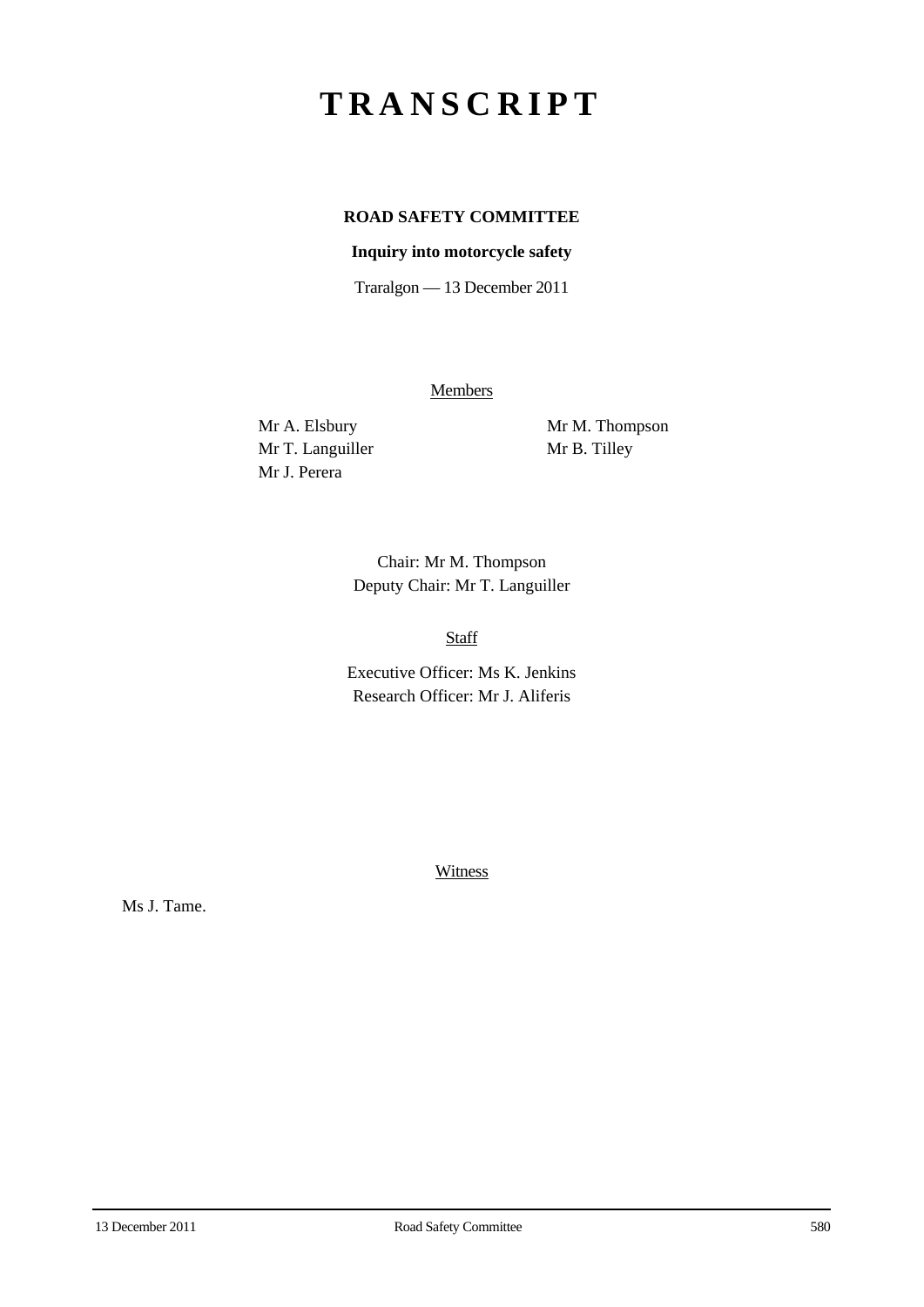# TRANSCRIPT

**ROAD SAFETY COMMITTEE**

**Inquiry into motorcycle safety**

Traralgon — 13 December 2011

Members

Mr A. Elsbury
Mr T. Languiller
Mr J. Perera
Mr M. Thompson
Mr B. Tilley

Chair: Mr M. Thompson
Deputy Chair: Mr T. Languiller

Staff

Executive Officer: Ms K. Jenkins
Research Officer: Mr J. Aliferis

Witness

Ms J. Tame.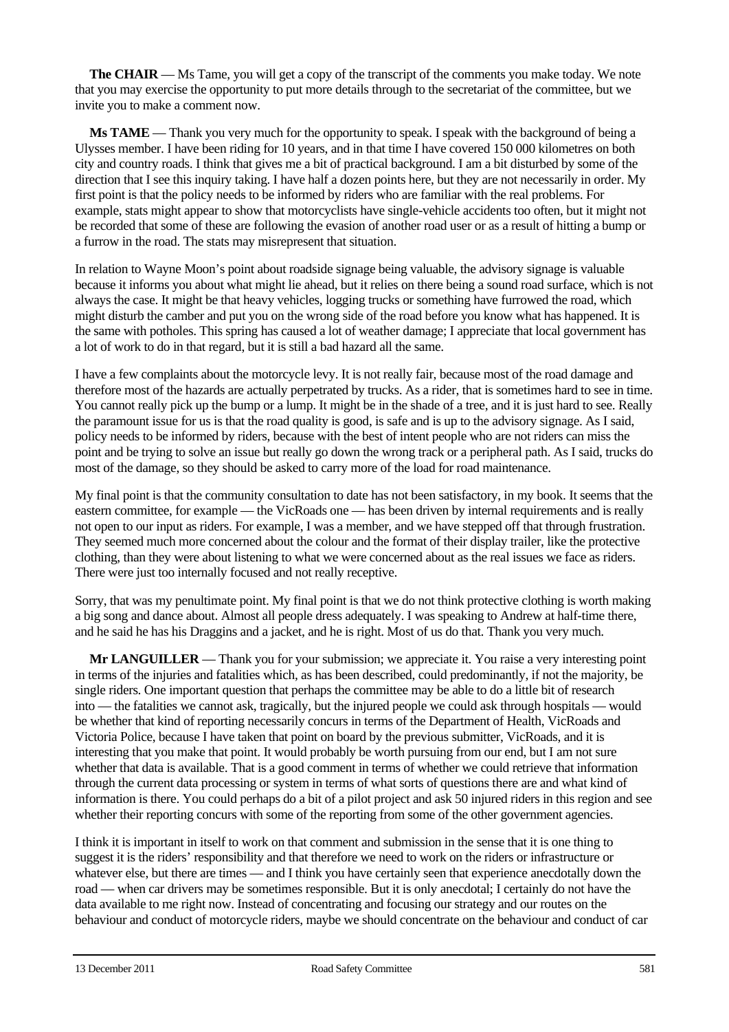**The CHAIR** — Ms Tame, you will get a copy of the transcript of the comments you make today. We note that you may exercise the opportunity to put more details through to the secretariat of the committee, but we invite you to make a comment now.

**Ms TAME** — Thank you very much for the opportunity to speak. I speak with the background of being a Ulysses member. I have been riding for 10 years, and in that time I have covered 150 000 kilometres on both city and country roads. I think that gives me a bit of practical background. I am a bit disturbed by some of the direction that I see this inquiry taking. I have half a dozen points here, but they are not necessarily in order. My first point is that the policy needs to be informed by riders who are familiar with the real problems. For example, stats might appear to show that motorcyclists have single-vehicle accidents too often, but it might not be recorded that some of these are following the evasion of another road user or as a result of hitting a bump or a furrow in the road. The stats may misrepresent that situation.

In relation to Wayne Moon's point about roadside signage being valuable, the advisory signage is valuable because it informs you about what might lie ahead, but it relies on there being a sound road surface, which is not always the case. It might be that heavy vehicles, logging trucks or something have furrowed the road, which might disturb the camber and put you on the wrong side of the road before you know what has happened. It is the same with potholes. This spring has caused a lot of weather damage; I appreciate that local government has a lot of work to do in that regard, but it is still a bad hazard all the same.

I have a few complaints about the motorcycle levy. It is not really fair, because most of the road damage and therefore most of the hazards are actually perpetrated by trucks. As a rider, that is sometimes hard to see in time. You cannot really pick up the bump or a lump. It might be in the shade of a tree, and it is just hard to see. Really the paramount issue for us is that the road quality is good, is safe and is up to the advisory signage. As I said, policy needs to be informed by riders, because with the best of intent people who are not riders can miss the point and be trying to solve an issue but really go down the wrong track or a peripheral path. As I said, trucks do most of the damage, so they should be asked to carry more of the load for road maintenance.

My final point is that the community consultation to date has not been satisfactory, in my book. It seems that the eastern committee, for example — the VicRoads one — has been driven by internal requirements and is really not open to our input as riders. For example, I was a member, and we have stepped off that through frustration. They seemed much more concerned about the colour and the format of their display trailer, like the protective clothing, than they were about listening to what we were concerned about as the real issues we face as riders. There were just too internally focused and not really receptive.

Sorry, that was my penultimate point. My final point is that we do not think protective clothing is worth making a big song and dance about. Almost all people dress adequately. I was speaking to Andrew at half-time there, and he said he has his Draggins and a jacket, and he is right. Most of us do that. Thank you very much.

**Mr LANGUILLER** — Thank you for your submission; we appreciate it. You raise a very interesting point in terms of the injuries and fatalities which, as has been described, could predominantly, if not the majority, be single riders. One important question that perhaps the committee may be able to do a little bit of research into — the fatalities we cannot ask, tragically, but the injured people we could ask through hospitals — would be whether that kind of reporting necessarily concurs in terms of the Department of Health, VicRoads and Victoria Police, because I have taken that point on board by the previous submitter, VicRoads, and it is interesting that you make that point. It would probably be worth pursuing from our end, but I am not sure whether that data is available. That is a good comment in terms of whether we could retrieve that information through the current data processing or system in terms of what sorts of questions there are and what kind of information is there. You could perhaps do a bit of a pilot project and ask 50 injured riders in this region and see whether their reporting concurs with some of the reporting from some of the other government agencies.

I think it is important in itself to work on that comment and submission in the sense that it is one thing to suggest it is the riders' responsibility and that therefore we need to work on the riders or infrastructure or whatever else, but there are times — and I think you have certainly seen that experience anecdotally down the road — when car drivers may be sometimes responsible. But it is only anecdotal; I certainly do not have the data available to me right now. Instead of concentrating and focusing our strategy and our routes on the behaviour and conduct of motorcycle riders, maybe we should concentrate on the behaviour and conduct of car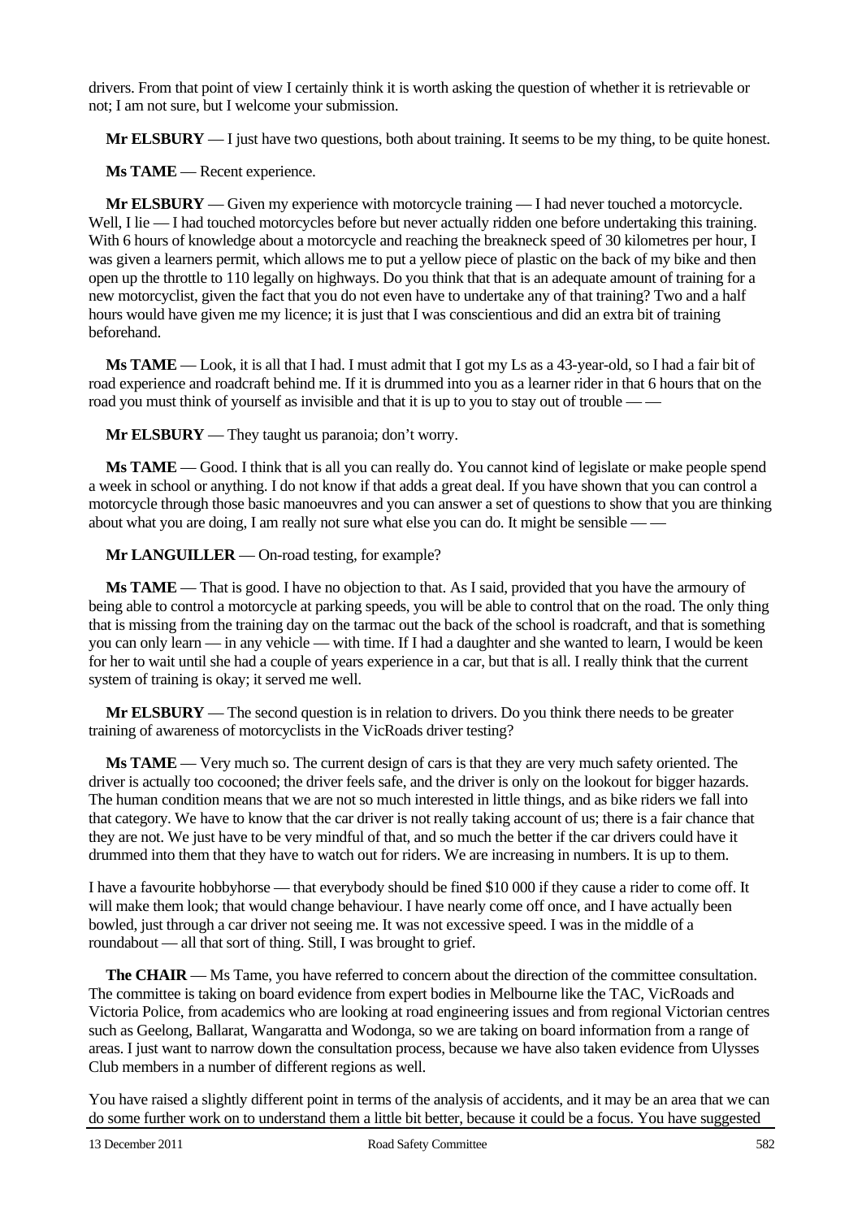drivers. From that point of view I certainly think it is worth asking the question of whether it is retrievable or not; I am not sure, but I welcome your submission.

**Mr ELSBURY** — I just have two questions, both about training. It seems to be my thing, to be quite honest.

**Ms TAME** — Recent experience.

**Mr ELSBURY** — Given my experience with motorcycle training — I had never touched a motorcycle. Well, I lie — I had touched motorcycles before but never actually ridden one before undertaking this training. With 6 hours of knowledge about a motorcycle and reaching the breakneck speed of 30 kilometres per hour, I was given a learners permit, which allows me to put a yellow piece of plastic on the back of my bike and then open up the throttle to 110 legally on highways. Do you think that that is an adequate amount of training for a new motorcyclist, given the fact that you do not even have to undertake any of that training? Two and a half hours would have given me my licence; it is just that I was conscientious and did an extra bit of training beforehand.

**Ms TAME** — Look, it is all that I had. I must admit that I got my Ls as a 43-year-old, so I had a fair bit of road experience and roadcraft behind me. If it is drummed into you as a learner rider in that 6 hours that on the road you must think of yourself as invisible and that it is up to you to stay out of trouble — —

**Mr ELSBURY** — They taught us paranoia; don't worry.

**Ms TAME** — Good. I think that is all you can really do. You cannot kind of legislate or make people spend a week in school or anything. I do not know if that adds a great deal. If you have shown that you can control a motorcycle through those basic manoeuvres and you can answer a set of questions to show that you are thinking about what you are doing, I am really not sure what else you can do. It might be sensible — —

**Mr LANGUILLER** — On-road testing, for example?

**Ms TAME** — That is good. I have no objection to that. As I said, provided that you have the armoury of being able to control a motorcycle at parking speeds, you will be able to control that on the road. The only thing that is missing from the training day on the tarmac out the back of the school is roadcraft, and that is something you can only learn — in any vehicle — with time. If I had a daughter and she wanted to learn, I would be keen for her to wait until she had a couple of years experience in a car, but that is all. I really think that the current system of training is okay; it served me well.

**Mr ELSBURY** — The second question is in relation to drivers. Do you think there needs to be greater training of awareness of motorcyclists in the VicRoads driver testing?

**Ms TAME** — Very much so. The current design of cars is that they are very much safety oriented. The driver is actually too cocooned; the driver feels safe, and the driver is only on the lookout for bigger hazards. The human condition means that we are not so much interested in little things, and as bike riders we fall into that category. We have to know that the car driver is not really taking account of us; there is a fair chance that they are not. We just have to be very mindful of that, and so much the better if the car drivers could have it drummed into them that they have to watch out for riders. We are increasing in numbers. It is up to them.

I have a favourite hobbyhorse — that everybody should be fined $10 000 if they cause a rider to come off. It will make them look; that would change behaviour. I have nearly come off once, and I have actually been bowled, just through a car driver not seeing me. It was not excessive speed. I was in the middle of a roundabout — all that sort of thing. Still, I was brought to grief.

**The CHAIR** — Ms Tame, you have referred to concern about the direction of the committee consultation. The committee is taking on board evidence from expert bodies in Melbourne like the TAC, VicRoads and Victoria Police, from academics who are looking at road engineering issues and from regional Victorian centres such as Geelong, Ballarat, Wangaratta and Wodonga, so we are taking on board information from a range of areas. I just want to narrow down the consultation process, because we have also taken evidence from Ulysses Club members in a number of different regions as well.

You have raised a slightly different point in terms of the analysis of accidents, and it may be an area that we can do some further work on to understand them a little bit better, because it could be a focus. You have suggested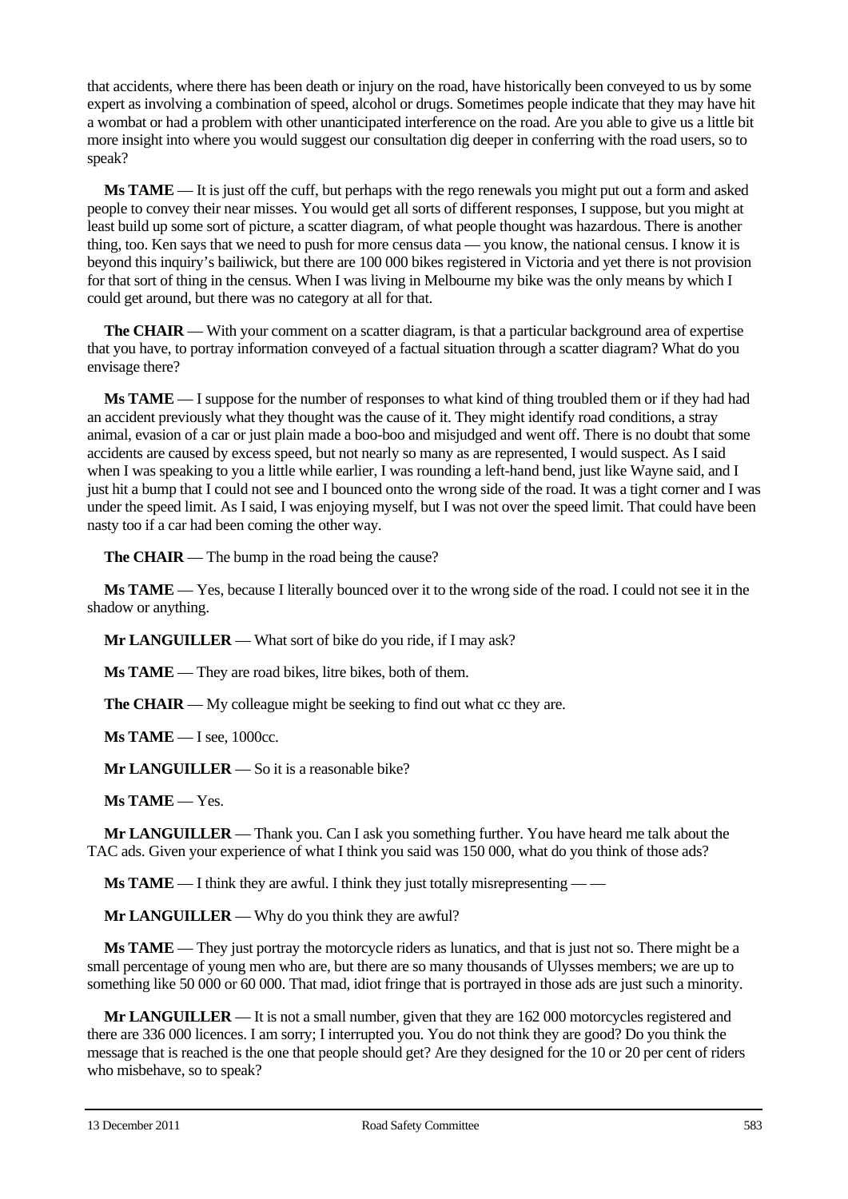that accidents, where there has been death or injury on the road, have historically been conveyed to us by some expert as involving a combination of speed, alcohol or drugs. Sometimes people indicate that they may have hit a wombat or had a problem with other unanticipated interference on the road. Are you able to give us a little bit more insight into where you would suggest our consultation dig deeper in conferring with the road users, so to speak?

**Ms TAME** — It is just off the cuff, but perhaps with the rego renewals you might put out a form and asked people to convey their near misses. You would get all sorts of different responses, I suppose, but you might at least build up some sort of picture, a scatter diagram, of what people thought was hazardous. There is another thing, too. Ken says that we need to push for more census data — you know, the national census. I know it is beyond this inquiry's bailiwick, but there are 100 000 bikes registered in Victoria and yet there is not provision for that sort of thing in the census. When I was living in Melbourne my bike was the only means by which I could get around, but there was no category at all for that.

**The CHAIR** — With your comment on a scatter diagram, is that a particular background area of expertise that you have, to portray information conveyed of a factual situation through a scatter diagram? What do you envisage there?

**Ms TAME** — I suppose for the number of responses to what kind of thing troubled them or if they had had an accident previously what they thought was the cause of it. They might identify road conditions, a stray animal, evasion of a car or just plain made a boo-boo and misjudged and went off. There is no doubt that some accidents are caused by excess speed, but not nearly so many as are represented, I would suspect. As I said when I was speaking to you a little while earlier, I was rounding a left-hand bend, just like Wayne said, and I just hit a bump that I could not see and I bounced onto the wrong side of the road. It was a tight corner and I was under the speed limit. As I said, I was enjoying myself, but I was not over the speed limit. That could have been nasty too if a car had been coming the other way.

**The CHAIR** — The bump in the road being the cause?

**Ms TAME** — Yes, because I literally bounced over it to the wrong side of the road. I could not see it in the shadow or anything.

**Mr LANGUILLER** — What sort of bike do you ride, if I may ask?

**Ms TAME** — They are road bikes, litre bikes, both of them.

**The CHAIR** — My colleague might be seeking to find out what cc they are.

**Ms TAME** — I see, 1000cc.

**Mr LANGUILLER** — So it is a reasonable bike?

**Ms TAME** — Yes.

**Mr LANGUILLER** — Thank you. Can I ask you something further. You have heard me talk about the TAC ads. Given your experience of what I think you said was 150 000, what do you think of those ads?

**Ms TAME** — I think they are awful. I think they just totally misrepresenting — —

**Mr LANGUILLER** — Why do you think they are awful?

**Ms TAME** — They just portray the motorcycle riders as lunatics, and that is just not so. There might be a small percentage of young men who are, but there are so many thousands of Ulysses members; we are up to something like 50 000 or 60 000. That mad, idiot fringe that is portrayed in those ads are just such a minority.

**Mr LANGUILLER** — It is not a small number, given that they are 162 000 motorcycles registered and there are 336 000 licences. I am sorry; I interrupted you. You do not think they are good? Do you think the message that is reached is the one that people should get? Are they designed for the 10 or 20 per cent of riders who misbehave, so to speak?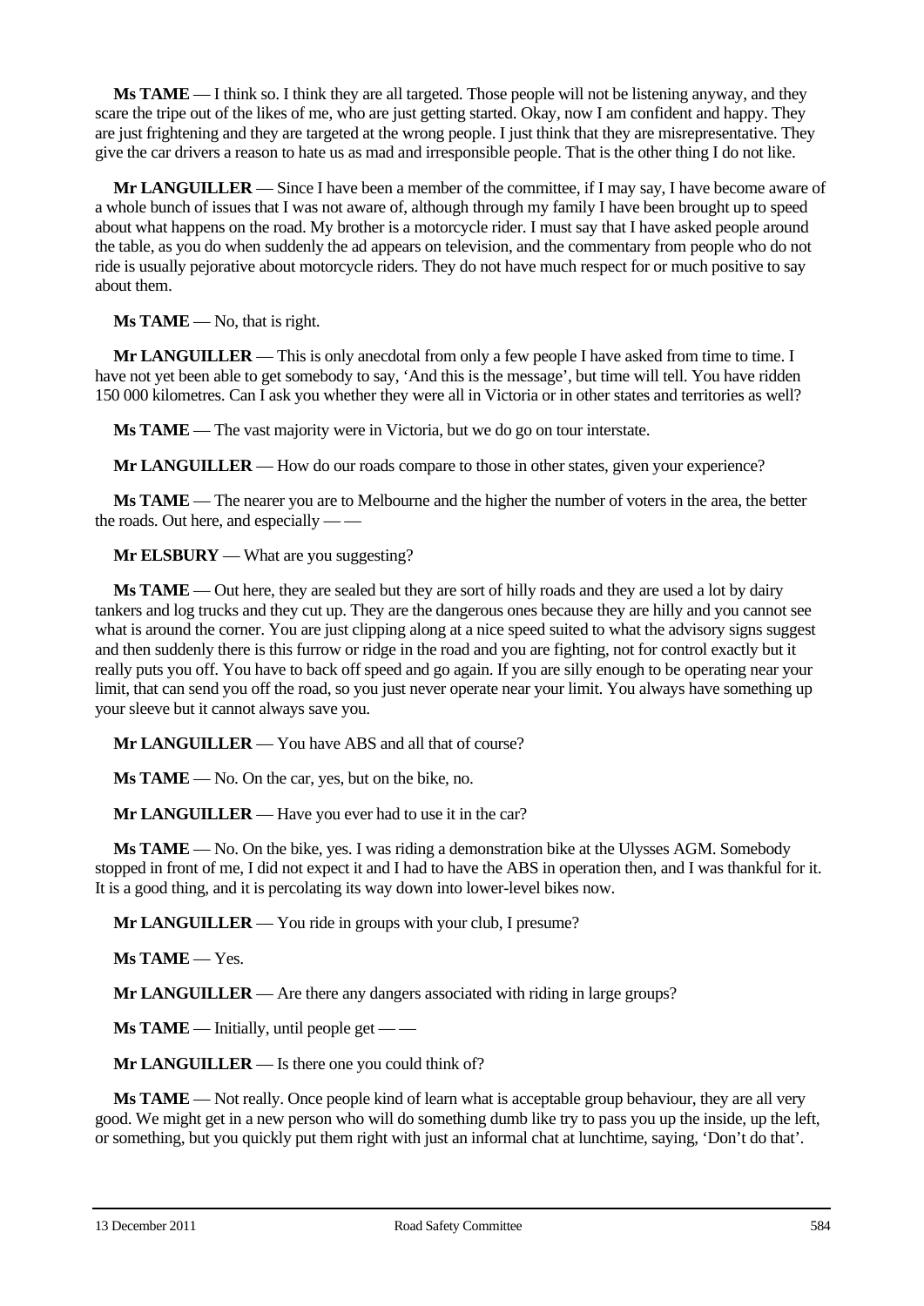**Ms TAME** — I think so. I think they are all targeted. Those people will not be listening anyway, and they scare the tripe out of the likes of me, who are just getting started. Okay, now I am confident and happy. They are just frightening and they are targeted at the wrong people. I just think that they are misrepresentative. They give the car drivers a reason to hate us as mad and irresponsible people. That is the other thing I do not like.

**Mr LANGUILLER** — Since I have been a member of the committee, if I may say, I have become aware of a whole bunch of issues that I was not aware of, although through my family I have been brought up to speed about what happens on the road. My brother is a motorcycle rider. I must say that I have asked people around the table, as you do when suddenly the ad appears on television, and the commentary from people who do not ride is usually pejorative about motorcycle riders. They do not have much respect for or much positive to say about them.

**Ms TAME** — No, that is right.

**Mr LANGUILLER** — This is only anecdotal from only a few people I have asked from time to time. I have not yet been able to get somebody to say, 'And this is the message', but time will tell. You have ridden 150 000 kilometres. Can I ask you whether they were all in Victoria or in other states and territories as well?

**Ms TAME** — The vast majority were in Victoria, but we do go on tour interstate.

**Mr LANGUILLER** — How do our roads compare to those in other states, given your experience?

**Ms TAME** — The nearer you are to Melbourne and the higher the number of voters in the area, the better the roads. Out here, and especially — —

**Mr ELSBURY** — What are you suggesting?

**Ms TAME** — Out here, they are sealed but they are sort of hilly roads and they are used a lot by dairy tankers and log trucks and they cut up. They are the dangerous ones because they are hilly and you cannot see what is around the corner. You are just clipping along at a nice speed suited to what the advisory signs suggest and then suddenly there is this furrow or ridge in the road and you are fighting, not for control exactly but it really puts you off. You have to back off speed and go again. If you are silly enough to be operating near your limit, that can send you off the road, so you just never operate near your limit. You always have something up your sleeve but it cannot always save you.

**Mr LANGUILLER** — You have ABS and all that of course?

**Ms TAME** — No. On the car, yes, but on the bike, no.

**Mr LANGUILLER** — Have you ever had to use it in the car?

**Ms TAME** — No. On the bike, yes. I was riding a demonstration bike at the Ulysses AGM. Somebody stopped in front of me, I did not expect it and I had to have the ABS in operation then, and I was thankful for it. It is a good thing, and it is percolating its way down into lower-level bikes now.

**Mr LANGUILLER** — You ride in groups with your club, I presume?

**Ms TAME** — Yes.

**Mr LANGUILLER** — Are there any dangers associated with riding in large groups?

**Ms TAME** — Initially, until people get — —

**Mr LANGUILLER** — Is there one you could think of?

**Ms TAME** — Not really. Once people kind of learn what is acceptable group behaviour, they are all very good. We might get in a new person who will do something dumb like try to pass you up the inside, up the left, or something, but you quickly put them right with just an informal chat at lunchtime, saying, 'Don't do that'.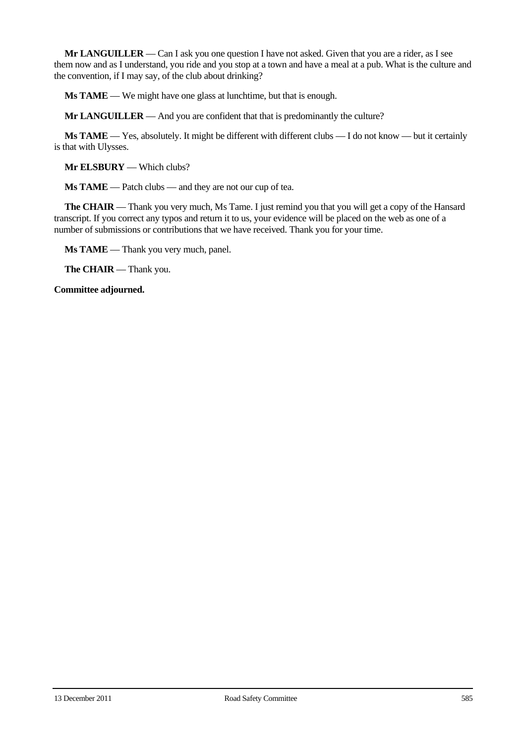**Mr LANGUILLER** — Can I ask you one question I have not asked. Given that you are a rider, as I see them now and as I understand, you ride and you stop at a town and have a meal at a pub. What is the culture and the convention, if I may say, of the club about drinking?

**Ms TAME** — We might have one glass at lunchtime, but that is enough.

**Mr LANGUILLER** — And you are confident that that is predominantly the culture?

**Ms TAME** — Yes, absolutely. It might be different with different clubs — I do not know — but it certainly is that with Ulysses.

**Mr ELSBURY** — Which clubs?

**Ms TAME** — Patch clubs — and they are not our cup of tea.

**The CHAIR** — Thank you very much, Ms Tame. I just remind you that you will get a copy of the Hansard transcript. If you correct any typos and return it to us, your evidence will be placed on the web as one of a number of submissions or contributions that we have received. Thank you for your time.

**Ms TAME** — Thank you very much, panel.

**The CHAIR** — Thank you.

**Committee adjourned.**